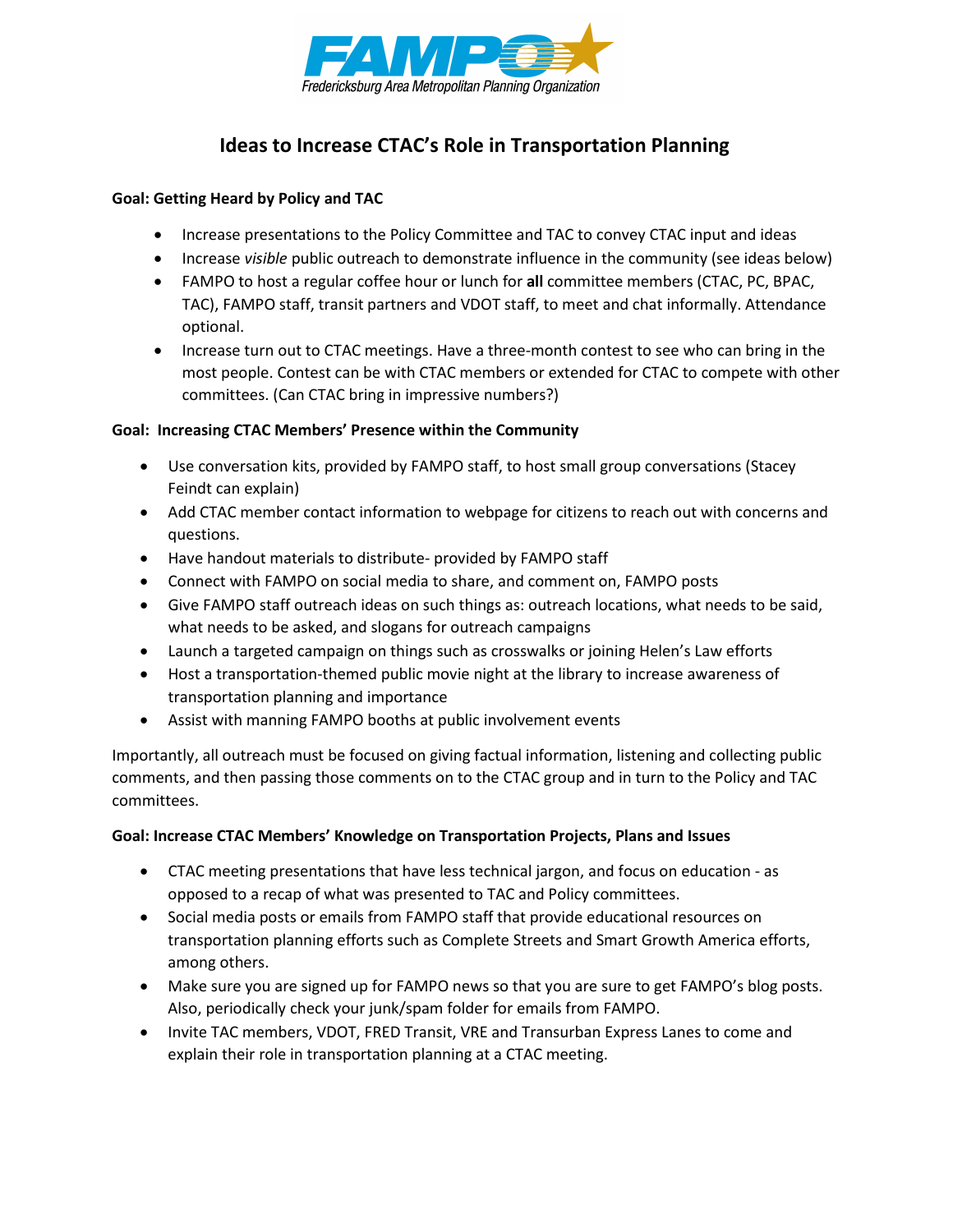FAMPO
Fredericksburg Area Metropolitan Planning Organization

# Ideas to Increase CTAC's Role in Transportation Planning

**Goal: Getting Heard by Policy and TAC**

- Increase presentations to the Policy Committee and TAC to convey CTAC input and ideas
- Increase *visible* public outreach to demonstrate influence in the community (see ideas below)
- FAMPO to host a regular coffee hour or lunch for **all** committee members (CTAC, PC, BPAC, TAC), FAMPO staff, transit partners and VDOT staff, to meet and chat informally. Attendance optional.
- Increase turn out to CTAC meetings. Have a three-month contest to see who can bring in the most people. Contest can be with CTAC members or extended for CTAC to compete with other committees. (Can CTAC bring in impressive numbers?)

**Goal: Increasing CTAC Members' Presence within the Community**

- Use conversation kits, provided by FAMPO staff, to host small group conversations (Stacey Feindt can explain)
- Add CTAC member contact information to webpage for citizens to reach out with concerns and questions.
- Have handout materials to distribute- provided by FAMPO staff
- Connect with FAMPO on social media to share, and comment on, FAMPO posts
- Give FAMPO staff outreach ideas on such things as: outreach locations, what needs to be said, what needs to be asked, and slogans for outreach campaigns
- Launch a targeted campaign on things such as crosswalks or joining Helen's Law efforts
- Host a transportation-themed public movie night at the library to increase awareness of transportation planning and importance
- Assist with manning FAMPO booths at public involvement events

Importantly, all outreach must be focused on giving factual information, listening and collecting public comments, and then passing those comments on to the CTAC group and in turn to the Policy and TAC committees.

**Goal: Increase CTAC Members' Knowledge on Transportation Projects, Plans and Issues**

- CTAC meeting presentations that have less technical jargon, and focus on education - as opposed to a recap of what was presented to TAC and Policy committees.
- Social media posts or emails from FAMPO staff that provide educational resources on transportation planning efforts such as Complete Streets and Smart Growth America efforts, among others.
- Make sure you are signed up for FAMPO news so that you are sure to get FAMPO's blog posts. Also, periodically check your junk/spam folder for emails from FAMPO.
- Invite TAC members, VDOT, FRED Transit, VRE and Transurban Express Lanes to come and explain their role in transportation planning at a CTAC meeting.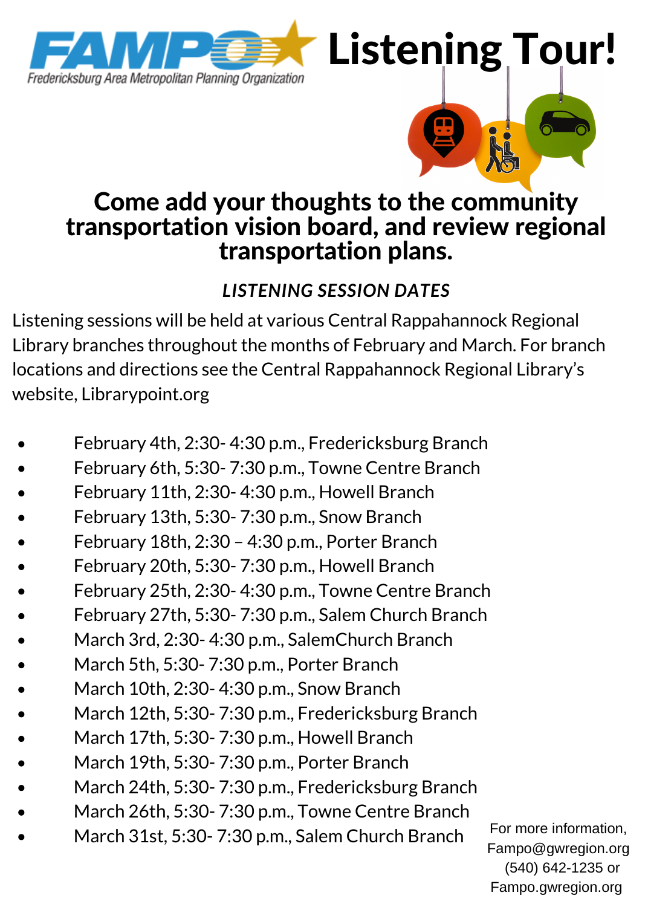FAMPO
Fredericksburg Area Metropolitan Planning Organization

# Listening Tour!

## Come add your thoughts to the community transportation vision board, and review regional transportation plans.

### *LISTENING SESSION DATES*

Listening sessions will be held at various Central Rappahannock Regional Library branches throughout the months of February and March. For branch locations and directions see the Central Rappahannock Regional Library's website, Librarypoint.org

- February 4th, 2:30- 4:30 p.m., Fredericksburg Branch
- February 6th, 5:30- 7:30 p.m., Towne Centre Branch
- February 11th, 2:30- 4:30 p.m., Howell Branch
- February 13th, 5:30- 7:30 p.m., Snow Branch
- February 18th, 2:30 – 4:30 p.m., Porter Branch
- February 20th, 5:30- 7:30 p.m., Howell Branch
- February 25th, 2:30- 4:30 p.m., Towne Centre Branch
- February 27th, 5:30- 7:30 p.m., Salem Church Branch
- March 3rd, 2:30- 4:30 p.m., SalemChurch Branch
- March 5th, 5:30- 7:30 p.m., Porter Branch
- March 10th, 2:30- 4:30 p.m., Snow Branch
- March 12th, 5:30- 7:30 p.m., Fredericksburg Branch
- March 17th, 5:30- 7:30 p.m., Howell Branch
- March 19th, 5:30- 7:30 p.m., Porter Branch
- March 24th, 5:30- 7:30 p.m., Fredericksburg Branch
- March 26th, 5:30- 7:30 p.m., Towne Centre Branch
- March 31st, 5:30- 7:30 p.m., Salem Church Branch

For more information,
Fampo@gwregion.org
(540) 642-1235 or
Fampo.gwregion.org